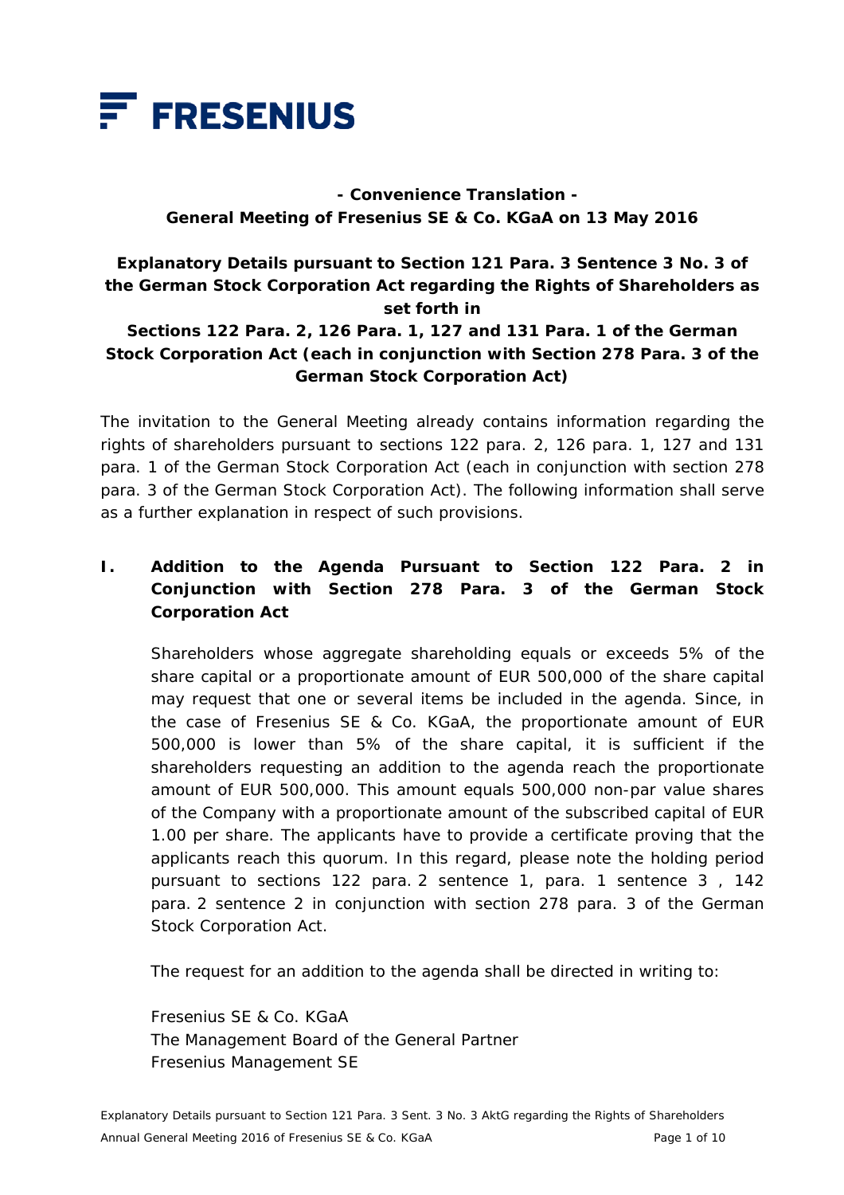FRESENIUS

**- Convenience Translation -**
**General Meeting of Fresenius SE & Co. KGaA on 13 May 2016**

# Explanatory Details pursuant to Section 121 Para. 3 Sentence 3 No. 3 of the German Stock Corporation Act regarding the Rights of Shareholders as set forth in Sections 122 Para. 2, 126 Para. 1, 127 and 131 Para. 1 of the German Stock Corporation Act (each in conjunction with Section 278 Para. 3 of the German Stock Corporation Act)

The invitation to the General Meeting already contains information regarding the rights of shareholders pursuant to sections 122 para. 2, 126 para. 1, 127 and 131 para. 1 of the German Stock Corporation Act (each in conjunction with section 278 para. 3 of the German Stock Corporation Act). The following information shall serve as a further explanation in respect of such provisions.

## I. Addition to the Agenda Pursuant to Section 122 Para. 2 in Conjunction with Section 278 Para. 3 of the German Stock Corporation Act

Shareholders whose aggregate shareholding equals or exceeds 5% of the share capital or a proportionate amount of EUR 500,000 of the share capital may request that one or several items be included in the agenda. Since, in the case of Fresenius SE & Co. KGaA, the proportionate amount of EUR 500,000 is lower than 5% of the share capital, it is sufficient if the shareholders requesting an addition to the agenda reach the proportionate amount of EUR 500,000. This amount equals 500,000 non-par value shares of the Company with a proportionate amount of the subscribed capital of EUR 1.00 per share. The applicants have to provide a certificate proving that the applicants reach this quorum. In this regard, please note the holding period pursuant to sections 122 para. 2 sentence 1, para. 1 sentence 3 , 142 para. 2 sentence 2 in conjunction with section 278 para. 3 of the German Stock Corporation Act.

The request for an addition to the agenda shall be directed in writing to:

Fresenius SE & Co. KGaA
The Management Board of the General Partner
Fresenius Management SE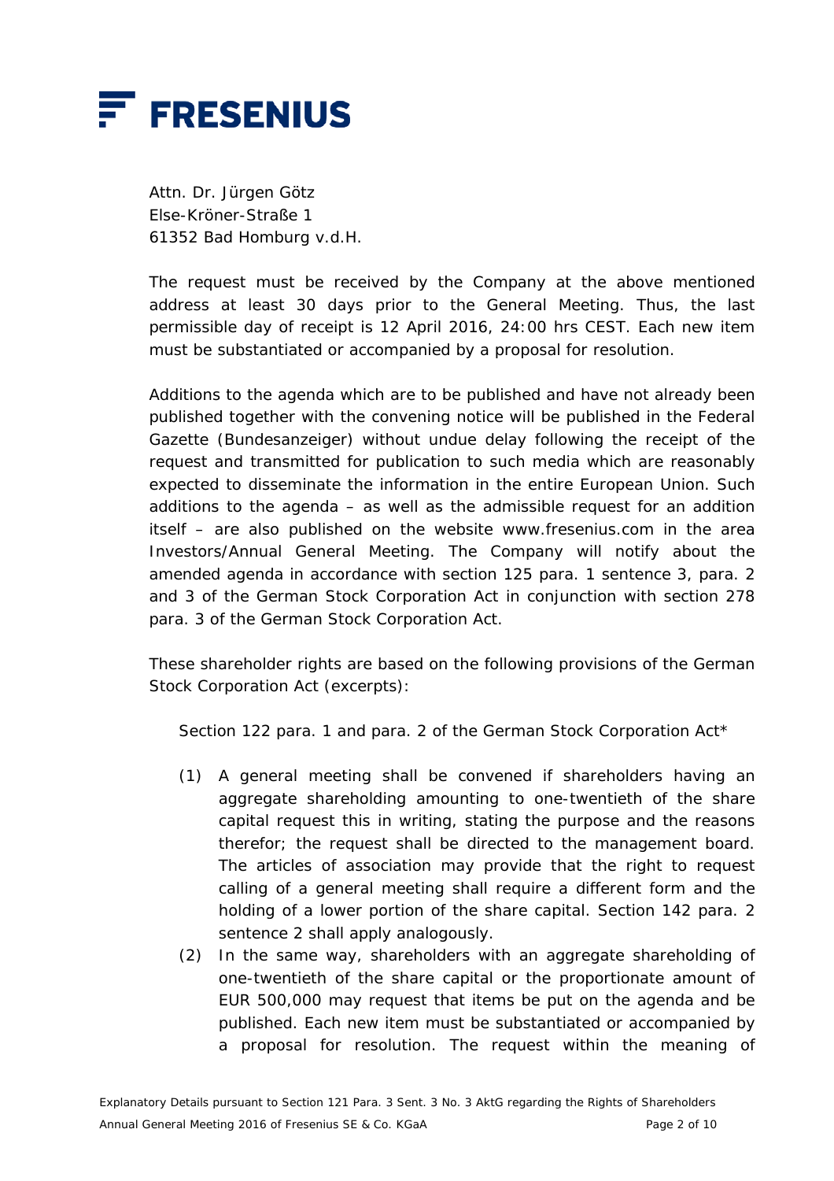Attn. Dr. Jürgen Götz
Else-Kröner-Straße 1
61352 Bad Homburg v.d.H.

The request must be received by the Company at the above mentioned address at least 30 days prior to the General Meeting. Thus, the last permissible day of receipt is 12 April 2016, 24:00 hrs CEST. Each new item must be substantiated or accompanied by a proposal for resolution.

Additions to the agenda which are to be published and have not already been published together with the convening notice will be published in the Federal Gazette (Bundesanzeiger) without undue delay following the receipt of the request and transmitted for publication to such media which are reasonably expected to disseminate the information in the entire European Union. Such additions to the agenda – as well as the admissible request for an addition itself – are also published on the website www.fresenius.com in the area Investors/Annual General Meeting. The Company will notify about the amended agenda in accordance with section 125 para. 1 sentence 3, para. 2 and 3 of the German Stock Corporation Act in conjunction with section 278 para. 3 of the German Stock Corporation Act.

These shareholder rights are based on the following provisions of the German Stock Corporation Act (excerpts):

Section 122 para. 1 and para. 2 of the German Stock Corporation Act*

(1) A general meeting shall be convened if shareholders having an aggregate shareholding amounting to one-twentieth of the share capital request this in writing, stating the purpose and the reasons therefor; the request shall be directed to the management board. The articles of association may provide that the right to request calling of a general meeting shall require a different form and the holding of a lower portion of the share capital. Section 142 para. 2 sentence 2 shall apply analogously.

(2) In the same way, shareholders with an aggregate shareholding of one-twentieth of the share capital or the proportionate amount of EUR 500,000 may request that items be put on the agenda and be published. Each new item must be substantiated or accompanied by a proposal for resolution. The request within the meaning of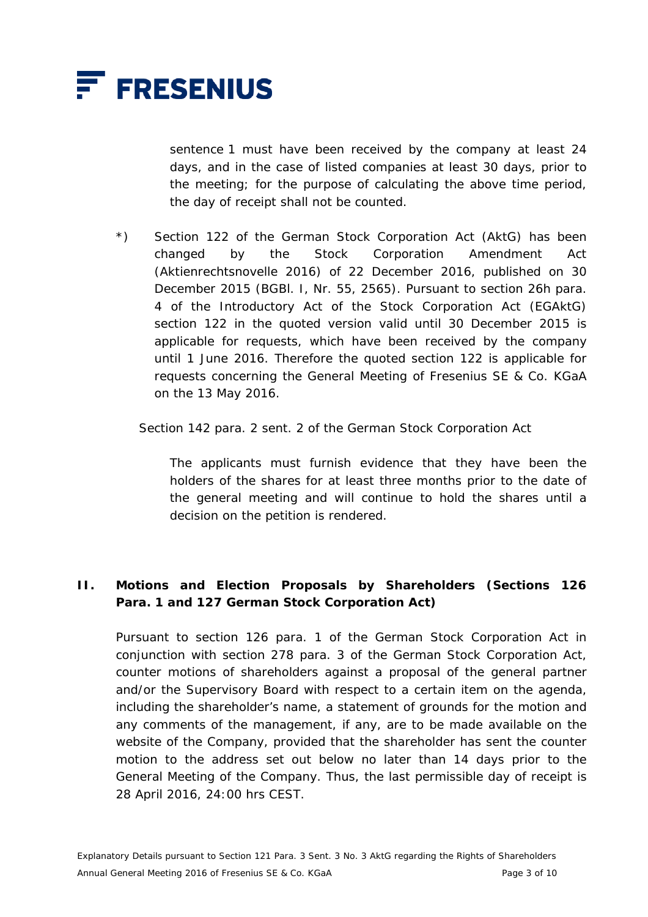sentence 1 must have been received by the company at least 24 days, and in the case of listed companies at least 30 days, prior to the meeting; for the purpose of calculating the above time period, the day of receipt shall not be counted.

*) Section 122 of the German Stock Corporation Act (AktG) has been changed by the Stock Corporation Amendment Act (Aktienrechtsnovelle 2016) of 22 December 2016, published on 30 December 2015 (BGBl. I, Nr. 55, 2565). Pursuant to section 26h para. 4 of the Introductory Act of the Stock Corporation Act (EGAktG) section 122 in the quoted version valid until 30 December 2015 is applicable for requests, which have been received by the company until 1 June 2016. Therefore the quoted section 122 is applicable for requests concerning the General Meeting of Fresenius SE & Co. KGaA on the 13 May 2016.

Section 142 para. 2 sent. 2 of the German Stock Corporation Act

> The applicants must furnish evidence that they have been the holders of the shares for at least three months prior to the date of the general meeting and will continue to hold the shares until a decision on the petition is rendered.

## II. Motions and Election Proposals by Shareholders (Sections 126 Para. 1 and 127 German Stock Corporation Act)

Pursuant to section 126 para. 1 of the German Stock Corporation Act in conjunction with section 278 para. 3 of the German Stock Corporation Act, counter motions of shareholders against a proposal of the general partner and/or the Supervisory Board with respect to a certain item on the agenda, including the shareholder's name, a statement of grounds for the motion and any comments of the management, if any, are to be made available on the website of the Company, provided that the shareholder has sent the counter motion to the address set out below no later than 14 days prior to the General Meeting of the Company. Thus, the last permissible day of receipt is 28 April 2016, 24:00 hrs CEST.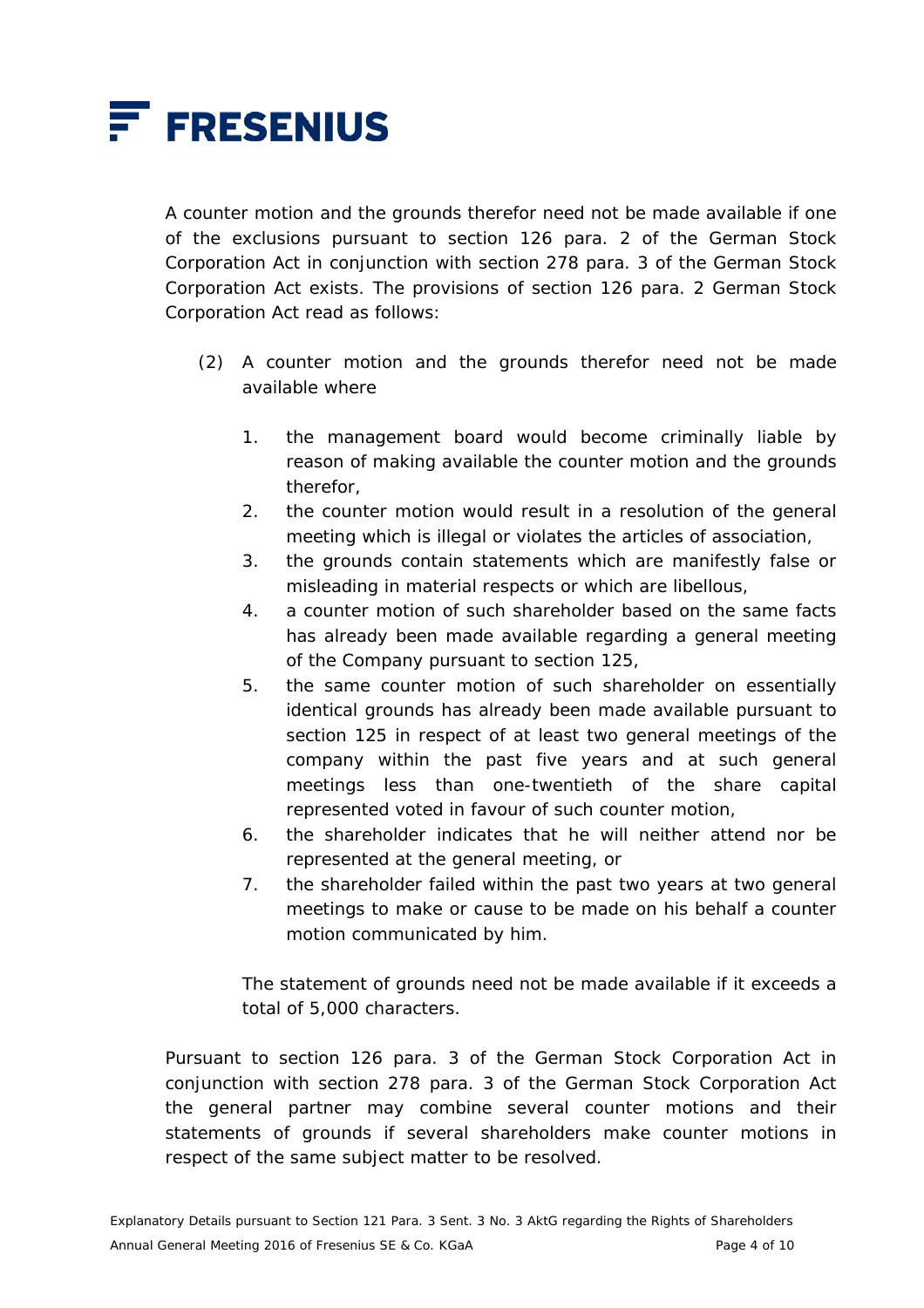A counter motion and the grounds therefor need not be made available if one of the exclusions pursuant to section 126 para. 2 of the German Stock Corporation Act in conjunction with section 278 para. 3 of the German Stock Corporation Act exists. The provisions of section 126 para. 2 German Stock Corporation Act read as follows:

(2) A counter motion and the grounds therefor need not be made available where

1. the management board would become criminally liable by reason of making available the counter motion and the grounds therefor,
2. the counter motion would result in a resolution of the general meeting which is illegal or violates the articles of association,
3. the grounds contain statements which are manifestly false or misleading in material respects or which are libellous,
4. a counter motion of such shareholder based on the same facts has already been made available regarding a general meeting of the Company pursuant to section 125,
5. the same counter motion of such shareholder on essentially identical grounds has already been made available pursuant to section 125 in respect of at least two general meetings of the company within the past five years and at such general meetings less than one-twentieth of the share capital represented voted in favour of such counter motion,
6. the shareholder indicates that he will neither attend nor be represented at the general meeting, or
7. the shareholder failed within the past two years at two general meetings to make or cause to be made on his behalf a counter motion communicated by him.

The statement of grounds need not be made available if it exceeds a total of 5,000 characters.

Pursuant to section 126 para. 3 of the German Stock Corporation Act in conjunction with section 278 para. 3 of the German Stock Corporation Act the general partner may combine several counter motions and their statements of grounds if several shareholders make counter motions in respect of the same subject matter to be resolved.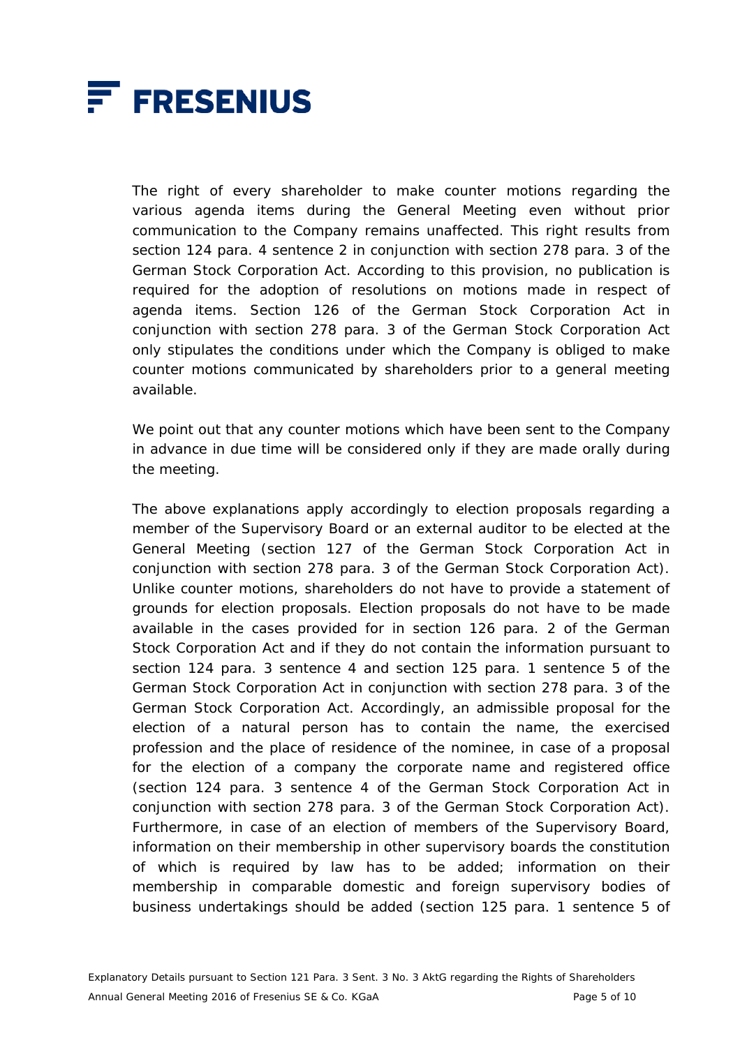The right of every shareholder to make counter motions regarding the various agenda items during the General Meeting even without prior communication to the Company remains unaffected. This right results from section 124 para. 4 sentence 2 in conjunction with section 278 para. 3 of the German Stock Corporation Act. According to this provision, no publication is required for the adoption of resolutions on motions made in respect of agenda items. Section 126 of the German Stock Corporation Act in conjunction with section 278 para. 3 of the German Stock Corporation Act only stipulates the conditions under which the Company is obliged to make counter motions communicated by shareholders prior to a general meeting available.

We point out that any counter motions which have been sent to the Company in advance in due time will be considered only if they are made orally during the meeting.

The above explanations apply accordingly to election proposals regarding a member of the Supervisory Board or an external auditor to be elected at the General Meeting (section 127 of the German Stock Corporation Act in conjunction with section 278 para. 3 of the German Stock Corporation Act). Unlike counter motions, shareholders do not have to provide a statement of grounds for election proposals. Election proposals do not have to be made available in the cases provided for in section 126 para. 2 of the German Stock Corporation Act and if they do not contain the information pursuant to section 124 para. 3 sentence 4 and section 125 para. 1 sentence 5 of the German Stock Corporation Act in conjunction with section 278 para. 3 of the German Stock Corporation Act. Accordingly, an admissible proposal for the election of a natural person has to contain the name, the exercised profession and the place of residence of the nominee, in case of a proposal for the election of a company the corporate name and registered office (section 124 para. 3 sentence 4 of the German Stock Corporation Act in conjunction with section 278 para. 3 of the German Stock Corporation Act). Furthermore, in case of an election of members of the Supervisory Board, information on their membership in other supervisory boards the constitution of which is required by law has to be added; information on their membership in comparable domestic and foreign supervisory bodies of business undertakings should be added (section 125 para. 1 sentence 5 of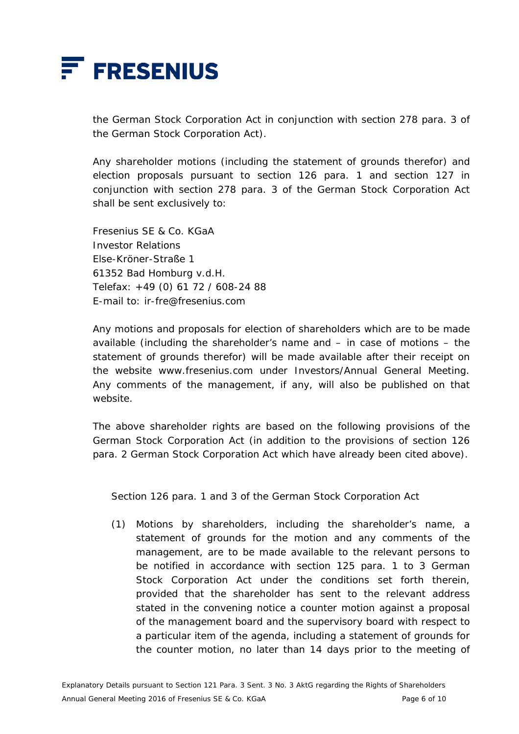the German Stock Corporation Act in conjunction with section 278 para. 3 of the German Stock Corporation Act).

Any shareholder motions (including the statement of grounds therefor) and election proposals pursuant to section 126 para. 1 and section 127 in conjunction with section 278 para. 3 of the German Stock Corporation Act shall be sent exclusively to:

Fresenius SE & Co. KGaA
Investor Relations
Else-Kröner-Straße 1
61352 Bad Homburg v.d.H.
Telefax: +49 (0) 61 72 / 608-24 88
E-mail to: ir-fre@fresenius.com

Any motions and proposals for election of shareholders which are to be made available (including the shareholder's name and – in case of motions – the statement of grounds therefor) will be made available after their receipt on the website www.fresenius.com under Investors/Annual General Meeting. Any comments of the management, if any, will also be published on that website.

The above shareholder rights are based on the following provisions of the German Stock Corporation Act (in addition to the provisions of section 126 para. 2 German Stock Corporation Act which have already been cited above).

Section 126 para. 1 and 3 of the German Stock Corporation Act

(1) Motions by shareholders, including the shareholder's name, a statement of grounds for the motion and any comments of the management, are to be made available to the relevant persons to be notified in accordance with section 125 para. 1 to 3 German Stock Corporation Act under the conditions set forth therein, provided that the shareholder has sent to the relevant address stated in the convening notice a counter motion against a proposal of the management board and the supervisory board with respect to a particular item of the agenda, including a statement of grounds for the counter motion, no later than 14 days prior to the meeting of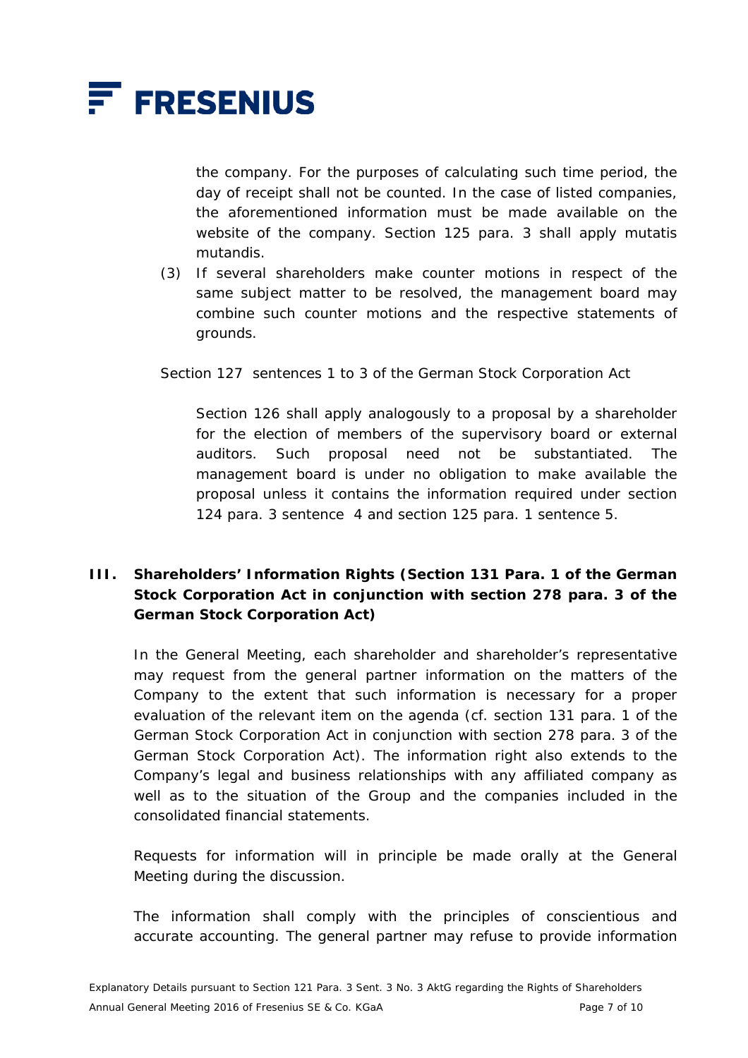the company. For the purposes of calculating such time period, the day of receipt shall not be counted. In the case of listed companies, the aforementioned information must be made available on the website of the company. Section 125 para. 3 shall apply mutatis mutandis.

(3) If several shareholders make counter motions in respect of the same subject matter to be resolved, the management board may combine such counter motions and the respective statements of grounds.

Section 127 sentences 1 to 3 of the German Stock Corporation Act

Section 126 shall apply analogously to a proposal by a shareholder for the election of members of the supervisory board or external auditors. Such proposal need not be substantiated. The management board is under no obligation to make available the proposal unless it contains the information required under section 124 para. 3 sentence 4 and section 125 para. 1 sentence 5.

## III. Shareholders' Information Rights (Section 131 Para. 1 of the German Stock Corporation Act in conjunction with section 278 para. 3 of the German Stock Corporation Act)

In the General Meeting, each shareholder and shareholder's representative may request from the general partner information on the matters of the Company to the extent that such information is necessary for a proper evaluation of the relevant item on the agenda (cf. section 131 para. 1 of the German Stock Corporation Act in conjunction with section 278 para. 3 of the German Stock Corporation Act). The information right also extends to the Company's legal and business relationships with any affiliated company as well as to the situation of the Group and the companies included in the consolidated financial statements.

Requests for information will in principle be made orally at the General Meeting during the discussion.

The information shall comply with the principles of conscientious and accurate accounting. The general partner may refuse to provide information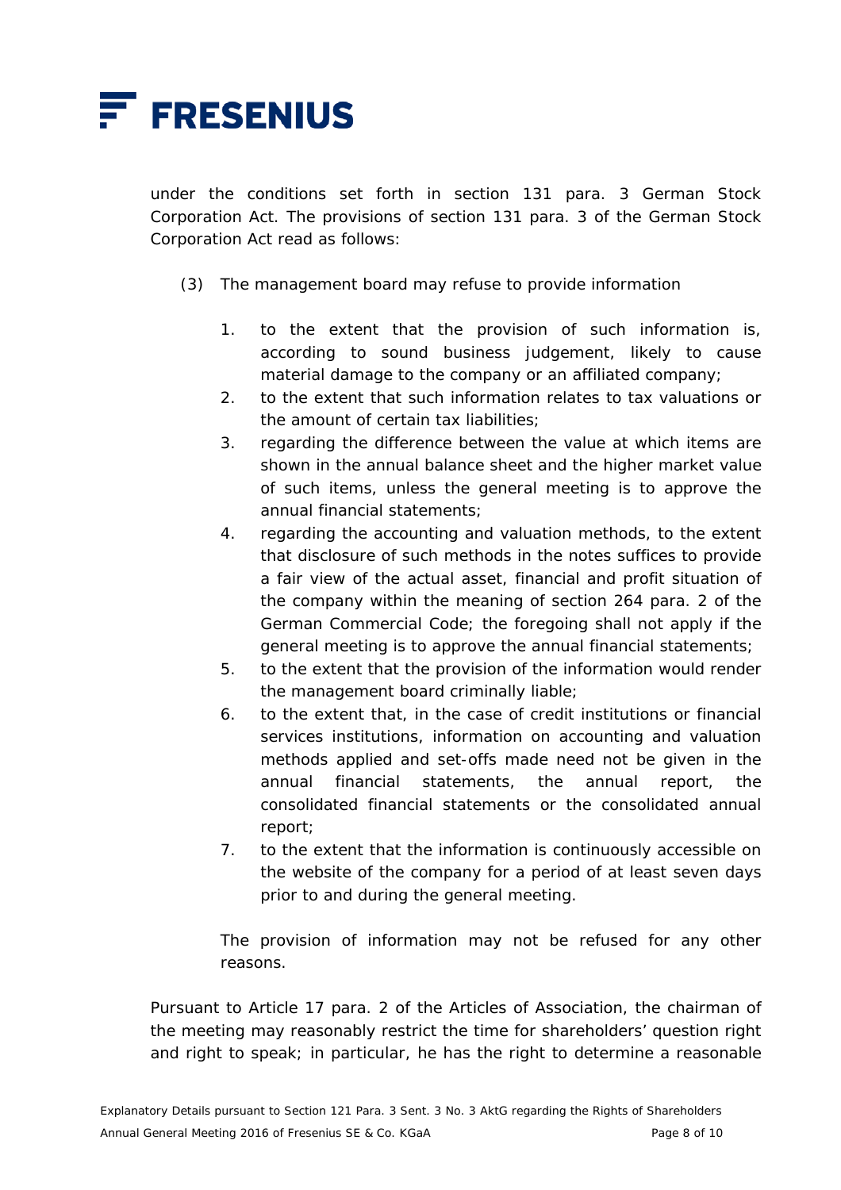under the conditions set forth in section 131 para. 3 German Stock Corporation Act. The provisions of section 131 para. 3 of the German Stock Corporation Act read as follows:

(3) The management board may refuse to provide information

1. to the extent that the provision of such information is, according to sound business judgement, likely to cause material damage to the company or an affiliated company;
2. to the extent that such information relates to tax valuations or the amount of certain tax liabilities;
3. regarding the difference between the value at which items are shown in the annual balance sheet and the higher market value of such items, unless the general meeting is to approve the annual financial statements;
4. regarding the accounting and valuation methods, to the extent that disclosure of such methods in the notes suffices to provide a fair view of the actual asset, financial and profit situation of the company within the meaning of section 264 para. 2 of the German Commercial Code; the foregoing shall not apply if the general meeting is to approve the annual financial statements;
5. to the extent that the provision of the information would render the management board criminally liable;
6. to the extent that, in the case of credit institutions or financial services institutions, information on accounting and valuation methods applied and set-offs made need not be given in the annual financial statements, the annual report, the consolidated financial statements or the consolidated annual report;
7. to the extent that the information is continuously accessible on the website of the company for a period of at least seven days prior to and during the general meeting.

The provision of information may not be refused for any other reasons.

Pursuant to Article 17 para. 2 of the Articles of Association, the chairman of the meeting may reasonably restrict the time for shareholders' question right and right to speak; in particular, he has the right to determine a reasonable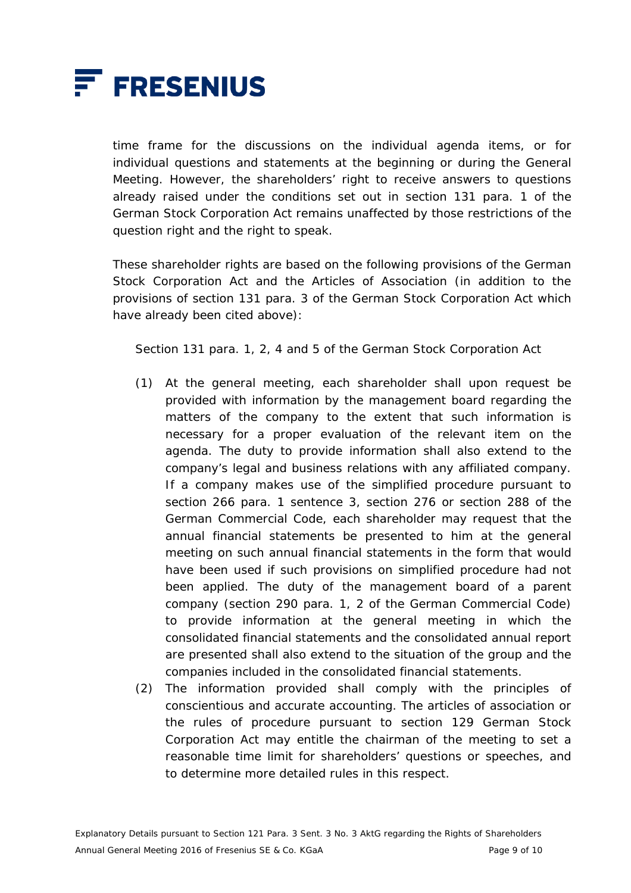time frame for the discussions on the individual agenda items, or for individual questions and statements at the beginning or during the General Meeting. However, the shareholders' right to receive answers to questions already raised under the conditions set out in section 131 para. 1 of the German Stock Corporation Act remains unaffected by those restrictions of the question right and the right to speak.

These shareholder rights are based on the following provisions of the German Stock Corporation Act and the Articles of Association (in addition to the provisions of section 131 para. 3 of the German Stock Corporation Act which have already been cited above):

Section 131 para. 1, 2, 4 and 5 of the German Stock Corporation Act

(1) At the general meeting, each shareholder shall upon request be provided with information by the management board regarding the matters of the company to the extent that such information is necessary for a proper evaluation of the relevant item on the agenda. The duty to provide information shall also extend to the company's legal and business relations with any affiliated company. If a company makes use of the simplified procedure pursuant to section 266 para. 1 sentence 3, section 276 or section 288 of the German Commercial Code, each shareholder may request that the annual financial statements be presented to him at the general meeting on such annual financial statements in the form that would have been used if such provisions on simplified procedure had not been applied. The duty of the management board of a parent company (section 290 para. 1, 2 of the German Commercial Code) to provide information at the general meeting in which the consolidated financial statements and the consolidated annual report are presented shall also extend to the situation of the group and the companies included in the consolidated financial statements.

(2) The information provided shall comply with the principles of conscientious and accurate accounting. The articles of association or the rules of procedure pursuant to section 129 German Stock Corporation Act may entitle the chairman of the meeting to set a reasonable time limit for shareholders' questions or speeches, and to determine more detailed rules in this respect.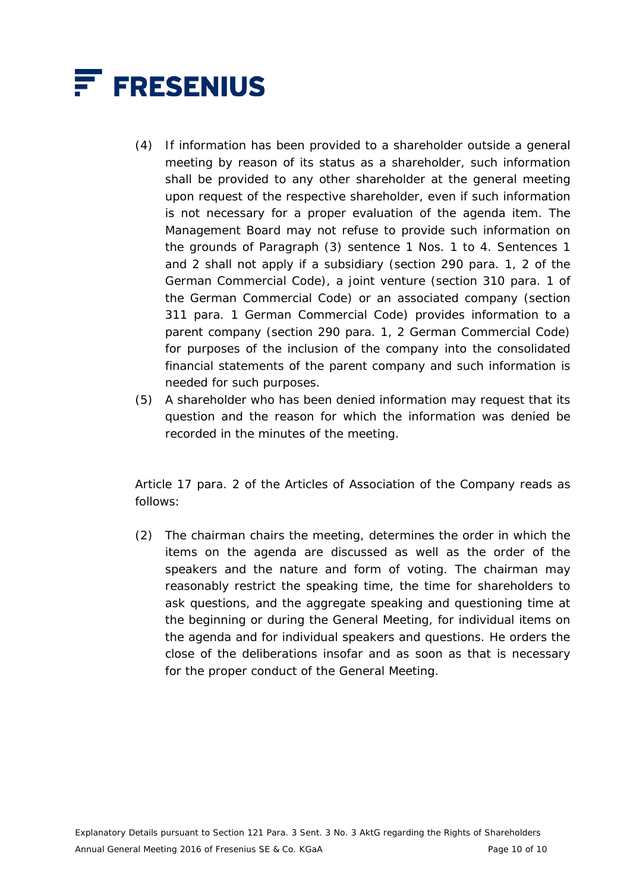(4) If information has been provided to a shareholder outside a general meeting by reason of its status as a shareholder, such information shall be provided to any other shareholder at the general meeting upon request of the respective shareholder, even if such information is not necessary for a proper evaluation of the agenda item. The Management Board may not refuse to provide such information on the grounds of Paragraph (3) sentence 1 Nos. 1 to 4. Sentences 1 and 2 shall not apply if a subsidiary (section 290 para. 1, 2 of the German Commercial Code), a joint venture (section 310 para. 1 of the German Commercial Code) or an associated company (section 311 para. 1 German Commercial Code) provides information to a parent company (section 290 para. 1, 2 German Commercial Code) for purposes of the inclusion of the company into the consolidated financial statements of the parent company and such information is needed for such purposes.

(5) A shareholder who has been denied information may request that its question and the reason for which the information was denied be recorded in the minutes of the meeting.

Article 17 para. 2 of the Articles of Association of the Company reads as follows:

(2) The chairman chairs the meeting, determines the order in which the items on the agenda are discussed as well as the order of the speakers and the nature and form of voting. The chairman may reasonably restrict the speaking time, the time for shareholders to ask questions, and the aggregate speaking and questioning time at the beginning or during the General Meeting, for individual items on the agenda and for individual speakers and questions. He orders the close of the deliberations insofar and as soon as that is necessary for the proper conduct of the General Meeting.